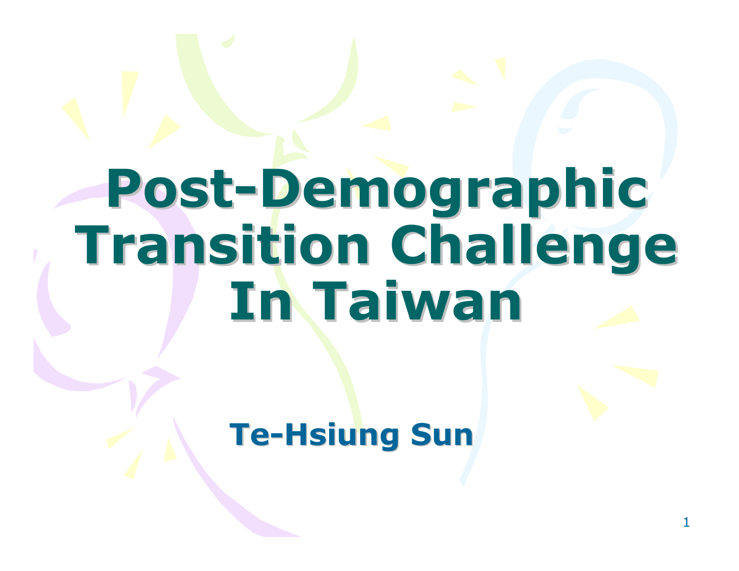# Post-Demographic Transition Challenge In Taiwan

**Te-Hsiung Sun**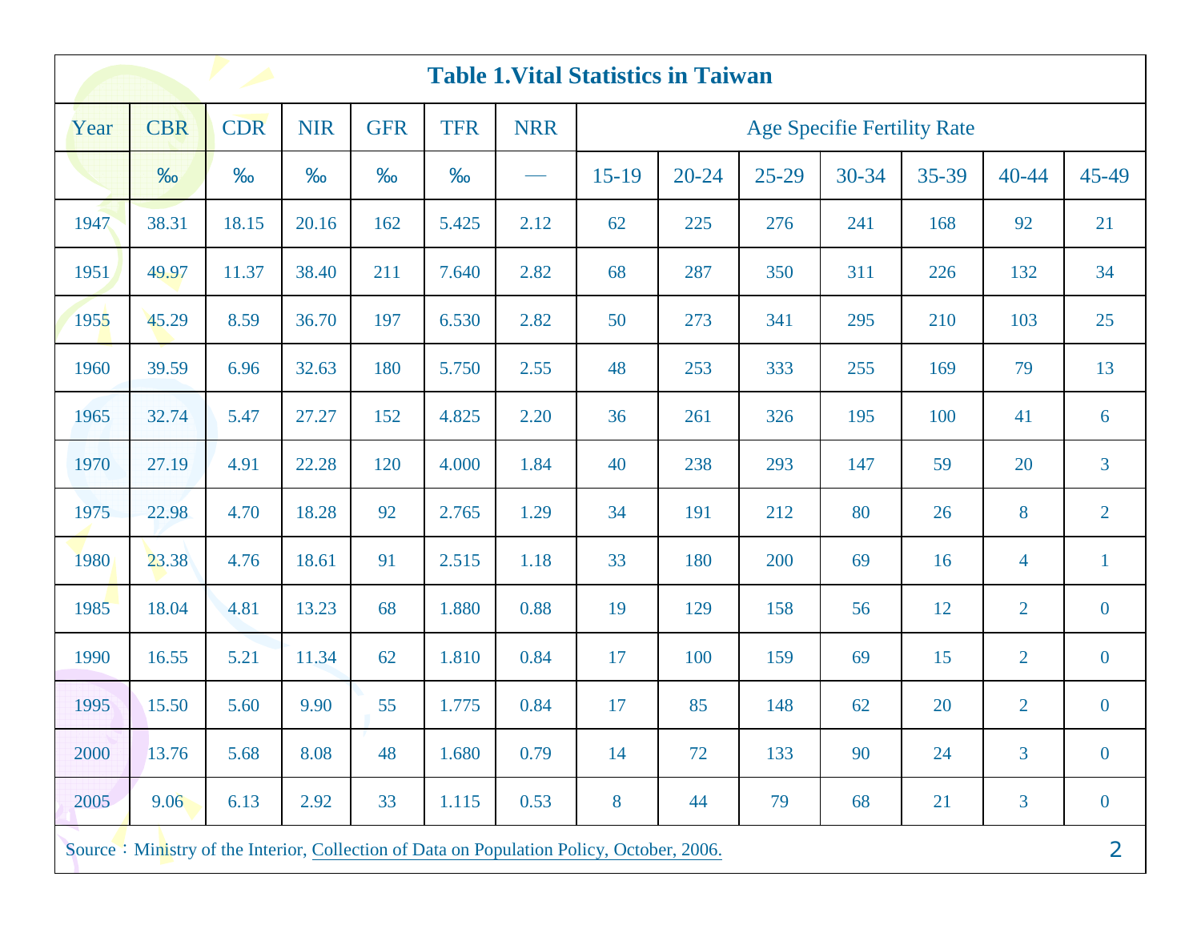**Table 1.Vital Statistics in Taiwan**

| Year | CBR | CDR | NIR | GFR | TFR | NRR | Age Specifie Fertility Rate | | | | | | |
|---|---|---|---|---|---|---|---|---|---|---|---|---|---|
| | ‰ | ‰ | ‰ | ‰ | ‰ | — | 15-19 | 20-24 | 25-29 | 30-34 | 35-39 | 40-44 | 45-49 |
| 1947 | 38.31 | 18.15 | 20.16 | 162 | 5.425 | 2.12 | 62 | 225 | 276 | 241 | 168 | 92 | 21 |
| 1951 | 49.97 | 11.37 | 38.40 | 211 | 7.640 | 2.82 | 68 | 287 | 350 | 311 | 226 | 132 | 34 |
| 1955 | 45.29 | 8.59 | 36.70 | 197 | 6.530 | 2.82 | 50 | 273 | 341 | 295 | 210 | 103 | 25 |
| 1960 | 39.59 | 6.96 | 32.63 | 180 | 5.750 | 2.55 | 48 | 253 | 333 | 255 | 169 | 79 | 13 |
| 1965 | 32.74 | 5.47 | 27.27 | 152 | 4.825 | 2.20 | 36 | 261 | 326 | 195 | 100 | 41 | 6 |
| 1970 | 27.19 | 4.91 | 22.28 | 120 | 4.000 | 1.84 | 40 | 238 | 293 | 147 | 59 | 20 | 3 |
| 1975 | 22.98 | 4.70 | 18.28 | 92 | 2.765 | 1.29 | 34 | 191 | 212 | 80 | 26 | 8 | 2 |
| 1980 | 23.38 | 4.76 | 18.61 | 91 | 2.515 | 1.18 | 33 | 180 | 200 | 69 | 16 | 4 | 1 |
| 1985 | 18.04 | 4.81 | 13.23 | 68 | 1.880 | 0.88 | 19 | 129 | 158 | 56 | 12 | 2 | 0 |
| 1990 | 16.55 | 5.21 | 11.34 | 62 | 1.810 | 0.84 | 17 | 100 | 159 | 69 | 15 | 2 | 0 |
| 1995 | 15.50 | 5.60 | 9.90 | 55 | 1.775 | 0.84 | 17 | 85 | 148 | 62 | 20 | 2 | 0 |
| 2000 | 13.76 | 5.68 | 8.08 | 48 | 1.680 | 0.79 | 14 | 72 | 133 | 90 | 24 | 3 | 0 |
| 2005 | 9.06 | 6.13 | 2.92 | 33 | 1.115 | 0.53 | 8 | 44 | 79 | 68 | 21 | 3 | 0 |

Source：Ministry of the Interior, Collection of Data on Population Policy, October, 2006.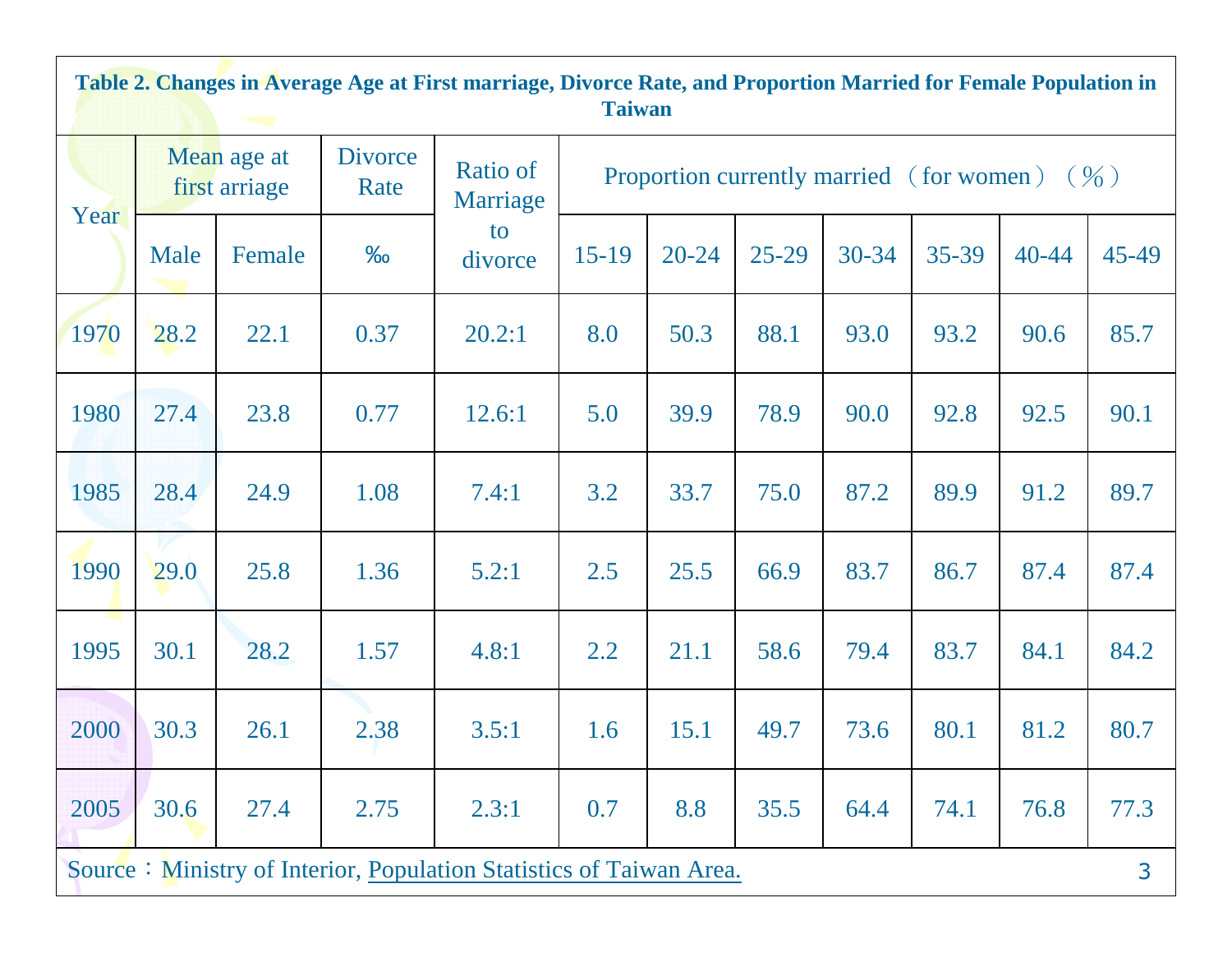**Table 2. Changes in Average Age at First marriage, Divorce Rate, and Proportion Married for Female Population in Taiwan**

| Year | Mean age at first arriage | | Divorce Rate | Ratio of Marriage to divorce | Proportion currently married （for women）（%） | | | | | | |
|---|---|---|---|---|---|---|---|---|---|---|---|
| | Male | Female | ‰ | | 15-19 | 20-24 | 25-29 | 30-34 | 35-39 | 40-44 | 45-49 |
| 1970 | 28.2 | 22.1 | 0.37 | 20.2:1 | 8.0 | 50.3 | 88.1 | 93.0 | 93.2 | 90.6 | 85.7 |
| 1980 | 27.4 | 23.8 | 0.77 | 12.6:1 | 5.0 | 39.9 | 78.9 | 90.0 | 92.8 | 92.5 | 90.1 |
| 1985 | 28.4 | 24.9 | 1.08 | 7.4:1 | 3.2 | 33.7 | 75.0 | 87.2 | 89.9 | 91.2 | 89.7 |
| 1990 | 29.0 | 25.8 | 1.36 | 5.2:1 | 2.5 | 25.5 | 66.9 | 83.7 | 86.7 | 87.4 | 87.4 |
| 1995 | 30.1 | 28.2 | 1.57 | 4.8:1 | 2.2 | 21.1 | 58.6 | 79.4 | 83.7 | 84.1 | 84.2 |
| 2000 | 30.3 | 26.1 | 2.38 | 3.5:1 | 1.6 | 15.1 | 49.7 | 73.6 | 80.1 | 81.2 | 80.7 |
| 2005 | 30.6 | 27.4 | 2.75 | 2.3:1 | 0.7 | 8.8 | 35.5 | 64.4 | 74.1 | 76.8 | 77.3 |

Source：Ministry of Interior, Population Statistics of Taiwan Area.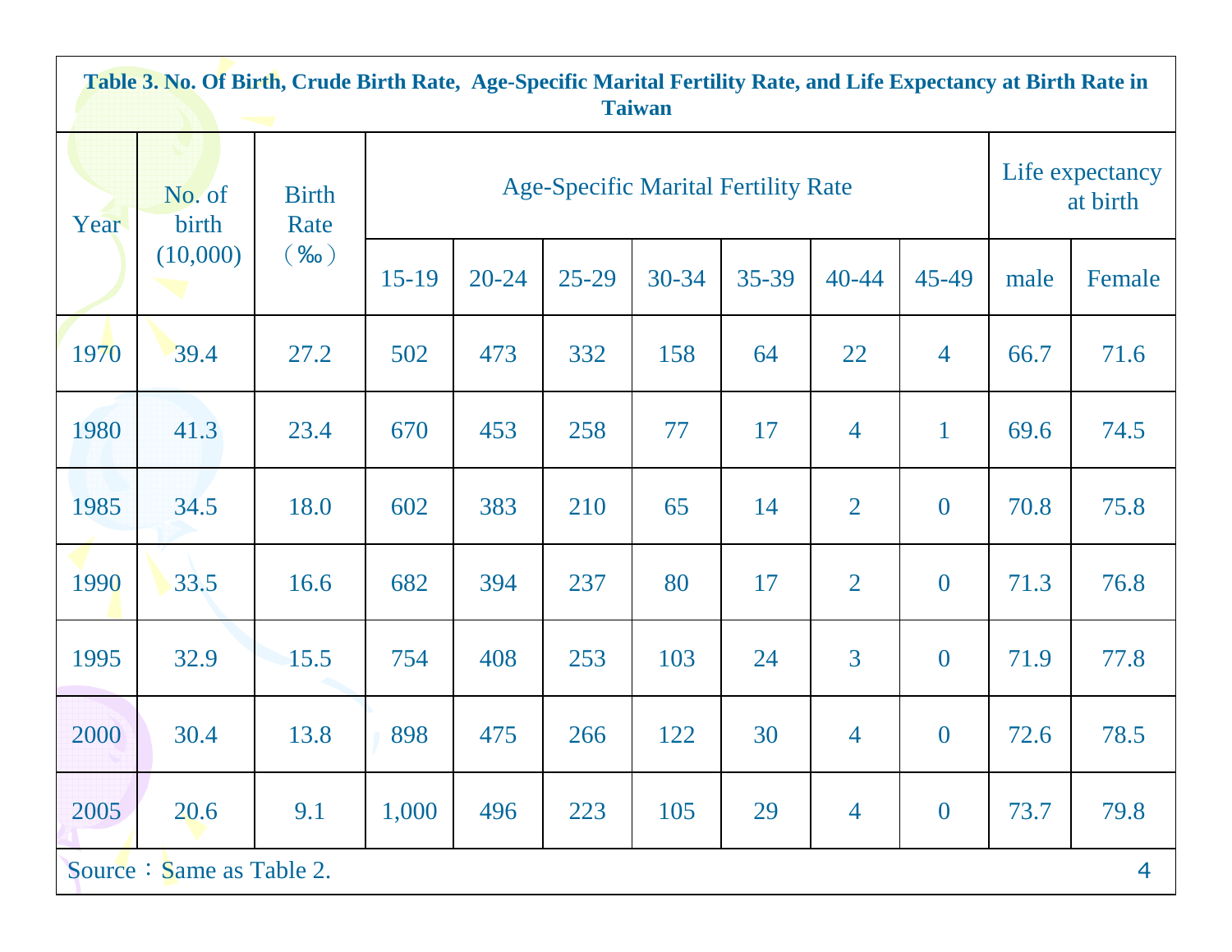**Table 3. No. Of Birth, Crude Birth Rate, Age-Specific Marital Fertility Rate, and Life Expectancy at Birth Rate in Taiwan**

| Year | No. of birth (10,000) | Birth Rate （‰） | Age-Specific Marital Fertility Rate | | | | | | | Life expectancy at birth | |
|---|---|---|---|---|---|---|---|---|---|---|---|
| | | | 15-19 | 20-24 | 25-29 | 30-34 | 35-39 | 40-44 | 45-49 | male | Female |
| 1970 | 39.4 | 27.2 | 502 | 473 | 332 | 158 | 64 | 22 | 4 | 66.7 | 71.6 |
| 1980 | 41.3 | 23.4 | 670 | 453 | 258 | 77 | 17 | 4 | 1 | 69.6 | 74.5 |
| 1985 | 34.5 | 18.0 | 602 | 383 | 210 | 65 | 14 | 2 | 0 | 70.8 | 75.8 |
| 1990 | 33.5 | 16.6 | 682 | 394 | 237 | 80 | 17 | 2 | 0 | 71.3 | 76.8 |
| 1995 | 32.9 | 15.5 | 754 | 408 | 253 | 103 | 24 | 3 | 0 | 71.9 | 77.8 |
| 2000 | 30.4 | 13.8 | 898 | 475 | 266 | 122 | 30 | 4 | 0 | 72.6 | 78.5 |
| 2005 | 20.6 | 9.1 | 1,000 | 496 | 223 | 105 | 29 | 4 | 0 | 73.7 | 79.8 |

Source：Same as Table 2.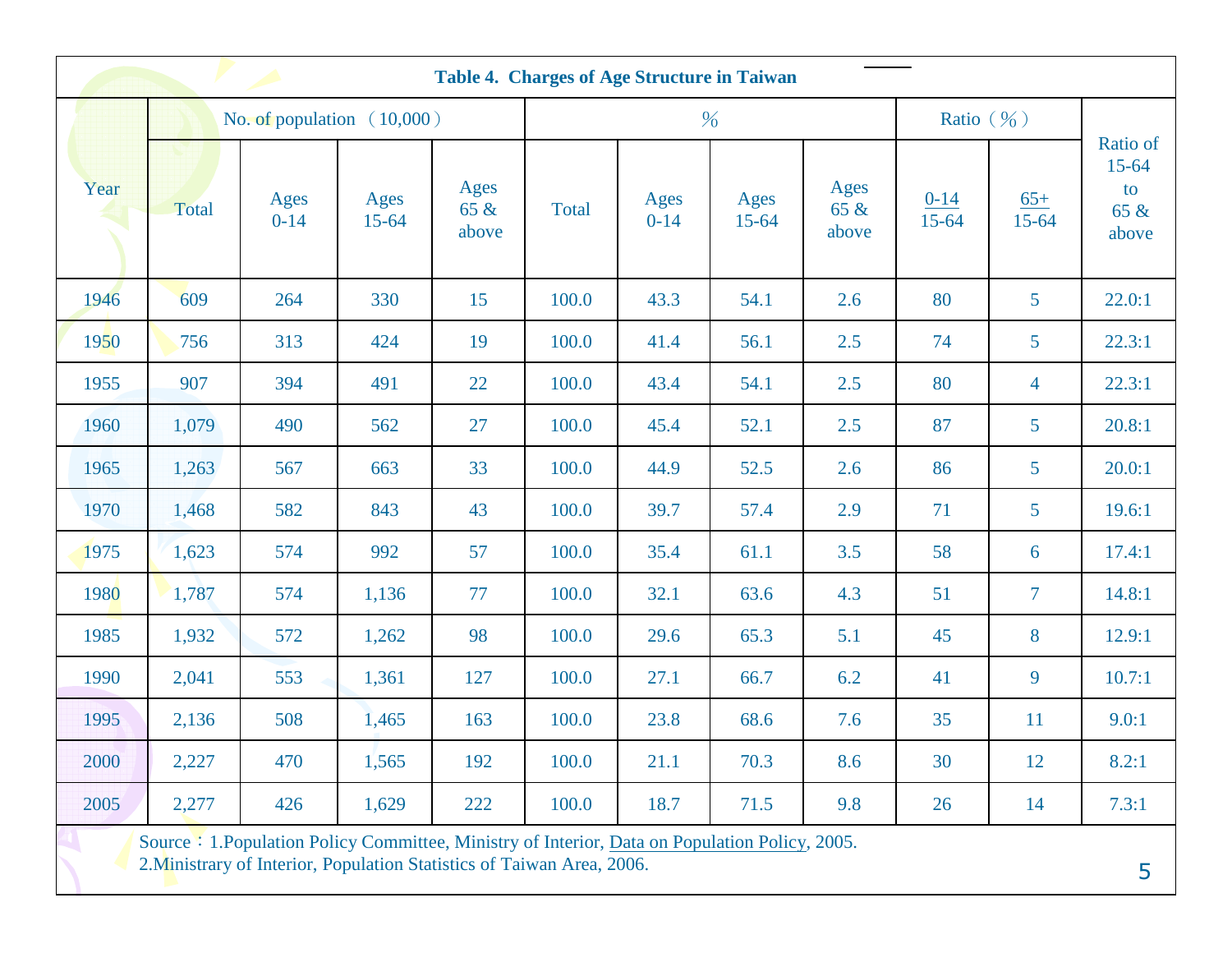**Table 4. Charges of Age Structure in Taiwan**

| Year | No. of population (10,000) | | | | % | | | | Ratio (%) | | Ratio of 15-64 to 65 & above |
|---|---|---|---|---|---|---|---|---|---|---|---|
| | Total | Ages 0-14 | Ages 15-64 | Ages 65 & above | Total | Ages 0-14 | Ages 15-64 | Ages 65 & above | 0-14 / 15-64 | 65+ / 15-64 | |
| 1946 | 609 | 264 | 330 | 15 | 100.0 | 43.3 | 54.1 | 2.6 | 80 | 5 | 22.0:1 |
| 1950 | 756 | 313 | 424 | 19 | 100.0 | 41.4 | 56.1 | 2.5 | 74 | 5 | 22.3:1 |
| 1955 | 907 | 394 | 491 | 22 | 100.0 | 43.4 | 54.1 | 2.5 | 80 | 4 | 22.3:1 |
| 1960 | 1,079 | 490 | 562 | 27 | 100.0 | 45.4 | 52.1 | 2.5 | 87 | 5 | 20.8:1 |
| 1965 | 1,263 | 567 | 663 | 33 | 100.0 | 44.9 | 52.5 | 2.6 | 86 | 5 | 20.0:1 |
| 1970 | 1,468 | 582 | 843 | 43 | 100.0 | 39.7 | 57.4 | 2.9 | 71 | 5 | 19.6:1 |
| 1975 | 1,623 | 574 | 992 | 57 | 100.0 | 35.4 | 61.1 | 3.5 | 58 | 6 | 17.4:1 |
| 1980 | 1,787 | 574 | 1,136 | 77 | 100.0 | 32.1 | 63.6 | 4.3 | 51 | 7 | 14.8:1 |
| 1985 | 1,932 | 572 | 1,262 | 98 | 100.0 | 29.6 | 65.3 | 5.1 | 45 | 8 | 12.9:1 |
| 1990 | 2,041 | 553 | 1,361 | 127 | 100.0 | 27.1 | 66.7 | 6.2 | 41 | 9 | 10.7:1 |
| 1995 | 2,136 | 508 | 1,465 | 163 | 100.0 | 23.8 | 68.6 | 7.6 | 35 | 11 | 9.0:1 |
| 2000 | 2,227 | 470 | 1,565 | 192 | 100.0 | 21.1 | 70.3 | 8.6 | 30 | 12 | 8.2:1 |
| 2005 | 2,277 | 426 | 1,629 | 222 | 100.0 | 18.7 | 71.5 | 9.8 | 26 | 14 | 7.3:1 |

Source：1.Population Policy Committee, Ministry of Interior, Data on Population Policy, 2005.
2.Ministiry of Interior, Population Statistics of Taiwan Area, 2006.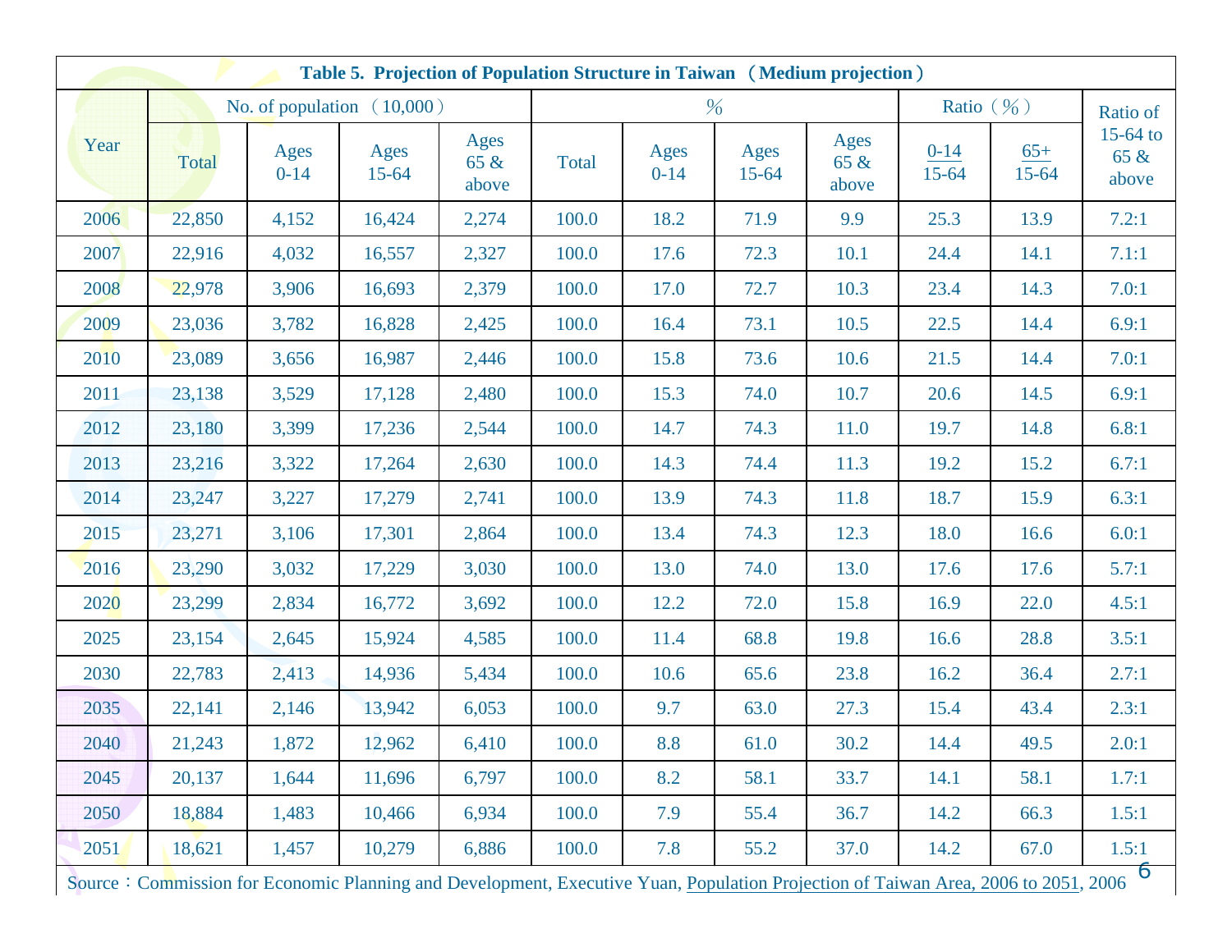**Table 5. Projection of Population Structure in Taiwan （Medium projection）**

| Year | No. of population （10,000） | | | | % | | | | Ratio（%） | | Ratio of 15-64 to 65 & above |
|---|---|---|---|---|---|---|---|---|---|---|---|
| | Total | Ages 0-14 | Ages 15-64 | Ages 65 & above | Total | Ages 0-14 | Ages 15-64 | Ages 65 & above | 0-14 / 15-64 | 65+ / 15-64 | |
| 2006 | 22,850 | 4,152 | 16,424 | 2,274 | 100.0 | 18.2 | 71.9 | 9.9 | 25.3 | 13.9 | 7.2:1 |
| 2007 | 22,916 | 4,032 | 16,557 | 2,327 | 100.0 | 17.6 | 72.3 | 10.1 | 24.4 | 14.1 | 7.1:1 |
| 2008 | 22,978 | 3,906 | 16,693 | 2,379 | 100.0 | 17.0 | 72.7 | 10.3 | 23.4 | 14.3 | 7.0:1 |
| 2009 | 23,036 | 3,782 | 16,828 | 2,425 | 100.0 | 16.4 | 73.1 | 10.5 | 22.5 | 14.4 | 6.9:1 |
| 2010 | 23,089 | 3,656 | 16,987 | 2,446 | 100.0 | 15.8 | 73.6 | 10.6 | 21.5 | 14.4 | 7.0:1 |
| 2011 | 23,138 | 3,529 | 17,128 | 2,480 | 100.0 | 15.3 | 74.0 | 10.7 | 20.6 | 14.5 | 6.9:1 |
| 2012 | 23,180 | 3,399 | 17,236 | 2,544 | 100.0 | 14.7 | 74.3 | 11.0 | 19.7 | 14.8 | 6.8:1 |
| 2013 | 23,216 | 3,322 | 17,264 | 2,630 | 100.0 | 14.3 | 74.4 | 11.3 | 19.2 | 15.2 | 6.7:1 |
| 2014 | 23,247 | 3,227 | 17,279 | 2,741 | 100.0 | 13.9 | 74.3 | 11.8 | 18.7 | 15.9 | 6.3:1 |
| 2015 | 23,271 | 3,106 | 17,301 | 2,864 | 100.0 | 13.4 | 74.3 | 12.3 | 18.0 | 16.6 | 6.0:1 |
| 2016 | 23,290 | 3,032 | 17,229 | 3,030 | 100.0 | 13.0 | 74.0 | 13.0 | 17.6 | 17.6 | 5.7:1 |
| 2020 | 23,299 | 2,834 | 16,772 | 3,692 | 100.0 | 12.2 | 72.0 | 15.8 | 16.9 | 22.0 | 4.5:1 |
| 2025 | 23,154 | 2,645 | 15,924 | 4,585 | 100.0 | 11.4 | 68.8 | 19.8 | 16.6 | 28.8 | 3.5:1 |
| 2030 | 22,783 | 2,413 | 14,936 | 5,434 | 100.0 | 10.6 | 65.6 | 23.8 | 16.2 | 36.4 | 2.7:1 |
| 2035 | 22,141 | 2,146 | 13,942 | 6,053 | 100.0 | 9.7 | 63.0 | 27.3 | 15.4 | 43.4 | 2.3:1 |
| 2040 | 21,243 | 1,872 | 12,962 | 6,410 | 100.0 | 8.8 | 61.0 | 30.2 | 14.4 | 49.5 | 2.0:1 |
| 2045 | 20,137 | 1,644 | 11,696 | 6,797 | 100.0 | 8.2 | 58.1 | 33.7 | 14.1 | 58.1 | 1.7:1 |
| 2050 | 18,884 | 1,483 | 10,466 | 6,934 | 100.0 | 7.9 | 55.4 | 36.7 | 14.2 | 66.3 | 1.5:1 |
| 2051 | 18,621 | 1,457 | 10,279 | 6,886 | 100.0 | 7.8 | 55.2 | 37.0 | 14.2 | 67.0 | 1.5:1 |

Source：Commission for Economic Planning and Development, Executive Yuan, Population Projection of Taiwan Area, 2006 to 2051, 2006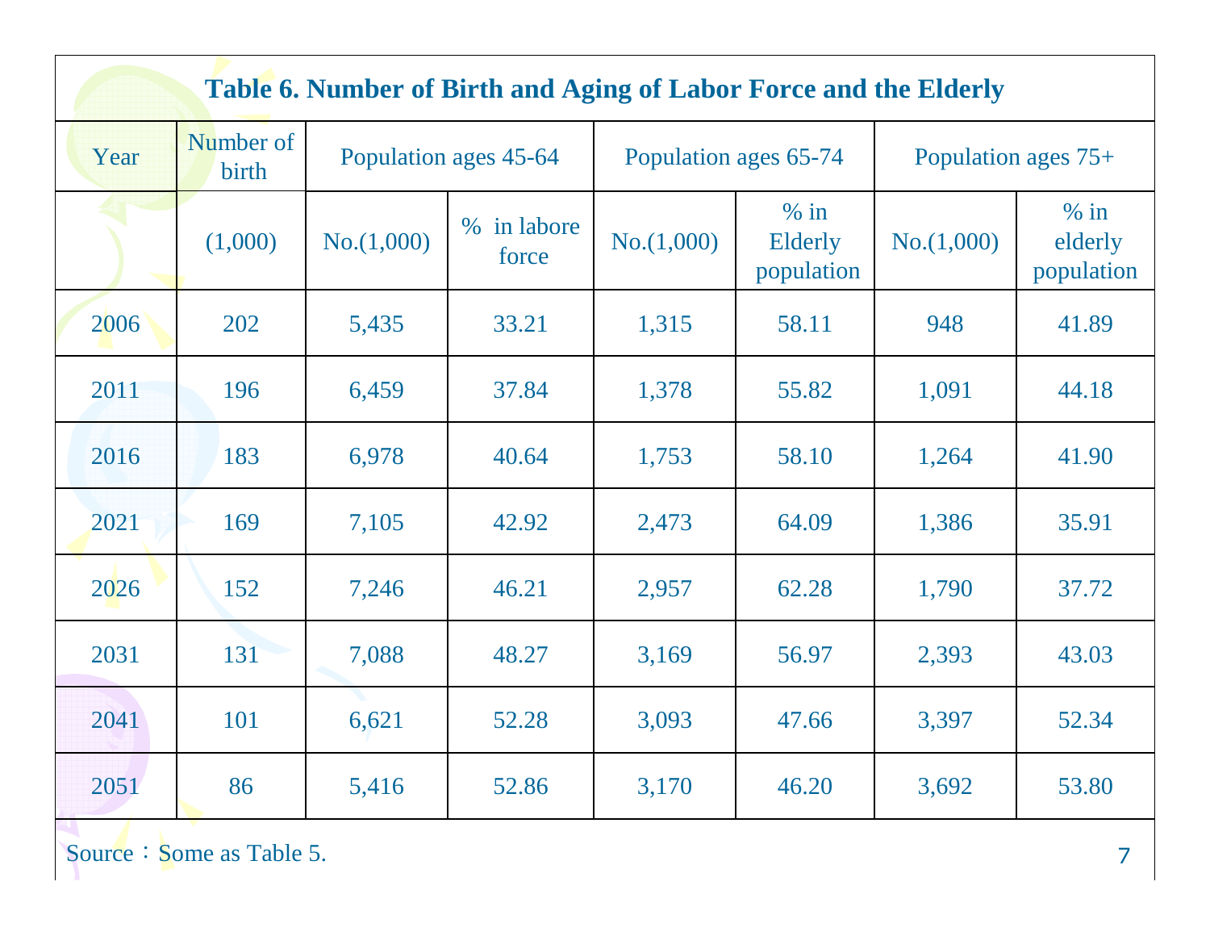**Table 6. Number of Birth and Aging of Labor Force and the Elderly**

| Year | Number of birth | Population ages 45-64 | | Population ages 65-74 | | Population ages 75+ | |
|---|---|---|---|---|---|---|---|
| | (1,000) | No.(1,000) | % in labore force | No.(1,000) | % in Elderly population | No.(1,000) | % in elderly population |
| 2006 | 202 | 5,435 | 33.21 | 1,315 | 58.11 | 948 | 41.89 |
| 2011 | 196 | 6,459 | 37.84 | 1,378 | 55.82 | 1,091 | 44.18 |
| 2016 | 183 | 6,978 | 40.64 | 1,753 | 58.10 | 1,264 | 41.90 |
| 2021 | 169 | 7,105 | 42.92 | 2,473 | 64.09 | 1,386 | 35.91 |
| 2026 | 152 | 7,246 | 46.21 | 2,957 | 62.28 | 1,790 | 37.72 |
| 2031 | 131 | 7,088 | 48.27 | 3,169 | 56.97 | 2,393 | 43.03 |
| 2041 | 101 | 6,621 | 52.28 | 3,093 | 47.66 | 3,397 | 52.34 |
| 2051 | 86 | 5,416 | 52.86 | 3,170 | 46.20 | 3,692 | 53.80 |

Source：Some as Table 5.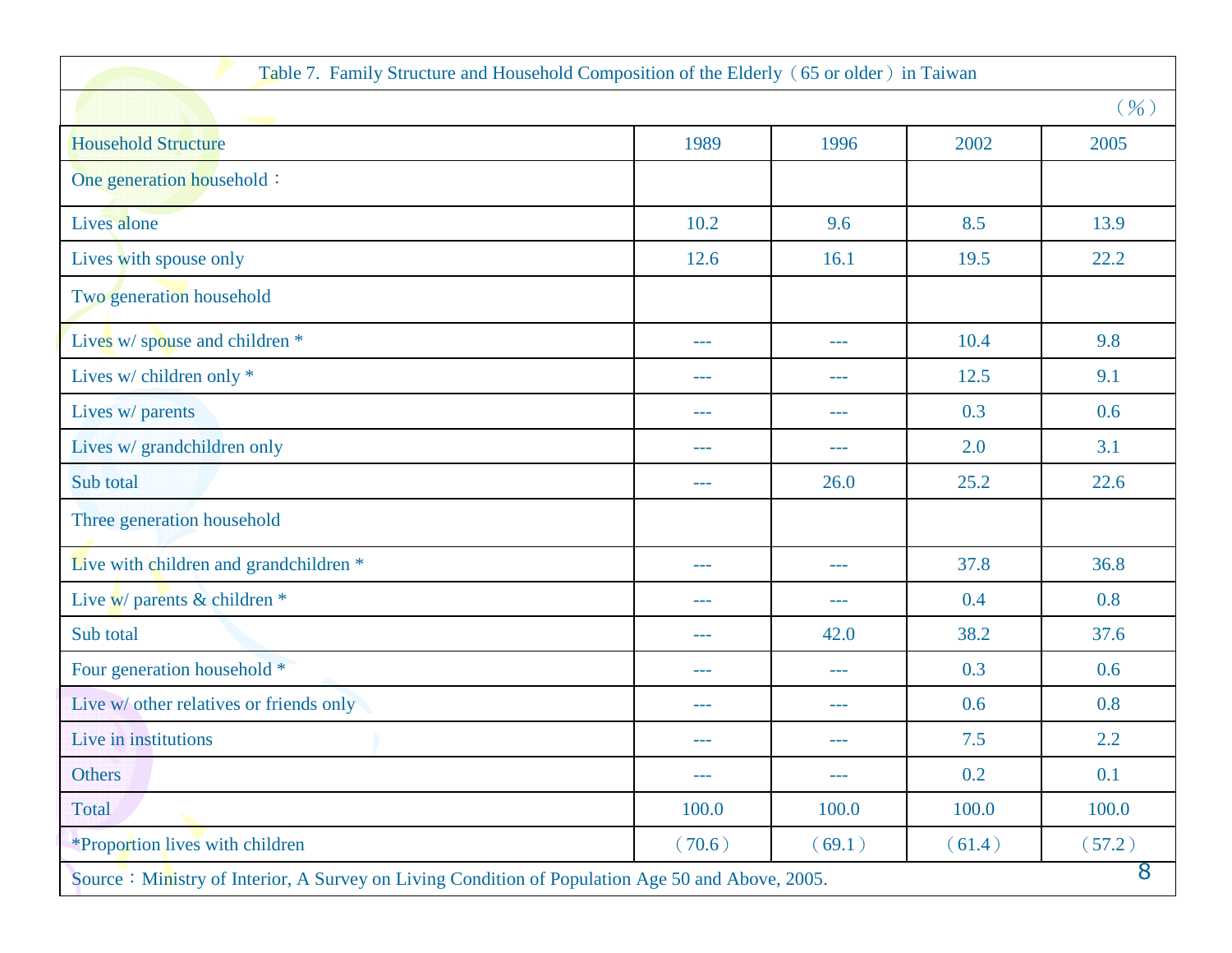Table 7. Family Structure and Household Composition of the Elderly（65 or older）in Taiwan

（%）

| Household Structure | 1989 | 1996 | 2002 | 2005 |
|---|---|---|---|---|
| One generation household： | | | | |
| Lives alone | 10.2 | 9.6 | 8.5 | 13.9 |
| Lives with spouse only | 12.6 | 16.1 | 19.5 | 22.2 |
| Two generation household | | | | |
| Lives w/ spouse and children * | --- | --- | 10.4 | 9.8 |
| Lives w/ children only * | --- | --- | 12.5 | 9.1 |
| Lives w/ parents | --- | --- | 0.3 | 0.6 |
| Lives w/ grandchildren only | --- | --- | 2.0 | 3.1 |
| Sub total | --- | 26.0 | 25.2 | 22.6 |
| Three generation household | | | | |
| Live with children and grandchildren * | --- | --- | 37.8 | 36.8 |
| Live w/ parents & children * | --- | --- | 0.4 | 0.8 |
| Sub total | --- | 42.0 | 38.2 | 37.6 |
| Four generation household * | --- | --- | 0.3 | 0.6 |
| Live w/ other relatives or friends only | --- | --- | 0.6 | 0.8 |
| Live in institutions | --- | --- | 7.5 | 2.2 |
| Others | --- | --- | 0.2 | 0.1 |
| Total | 100.0 | 100.0 | 100.0 | 100.0 |
| *Proportion lives with children | （70.6） | （69.1） | （61.4） | （57.2） |

Source：Ministry of Interior, A Survey on Living Condition of Population Age 50 and Above, 2005.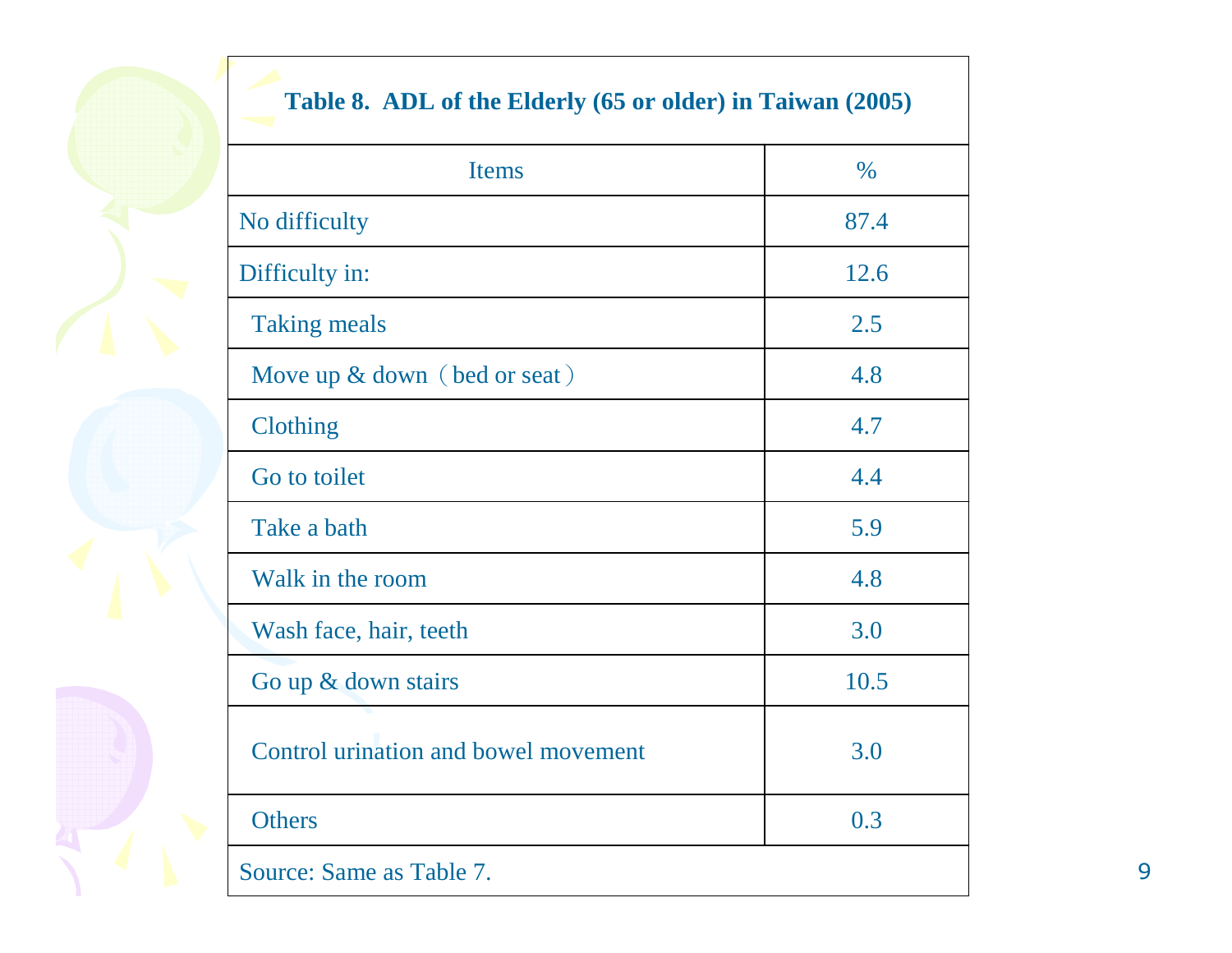**Table 8. ADL of the Elderly (65 or older) in Taiwan (2005)**

| Items | % |
|---|---|
| No difficulty | 87.4 |
| Difficulty in: | 12.6 |
| Taking meals | 2.5 |
| Move up & down（bed or seat） | 4.8 |
| Clothing | 4.7 |
| Go to toilet | 4.4 |
| Take a bath | 5.9 |
| Walk in the room | 4.8 |
| Wash face, hair, teeth | 3.0 |
| Go up & down stairs | 10.5 |
| Control urination and bowel movement | 3.0 |
| Others | 0.3 |

Source: Same as Table 7.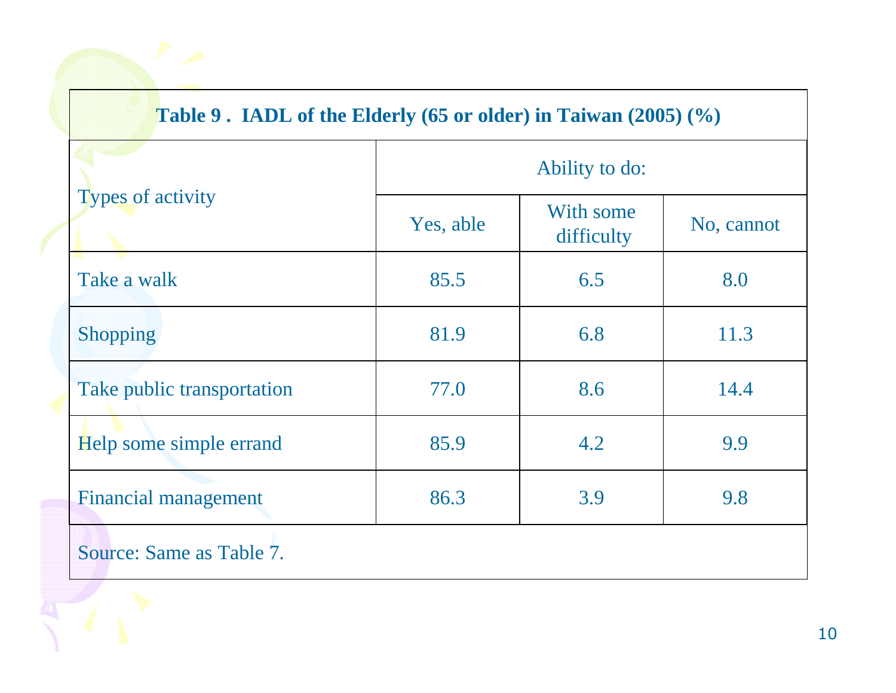**Table 9 . IADL of the Elderly (65 or older) in Taiwan (2005) (%)**

| Types of activity | Ability to do: | | |
|---|---|---|---|
| | Yes, able | With some difficulty | No, cannot |
| Take a walk | 85.5 | 6.5 | 8.0 |
| Shopping | 81.9 | 6.8 | 11.3 |
| Take public transportation | 77.0 | 8.6 | 14.4 |
| Help some simple errand | 85.9 | 4.2 | 9.9 |
| Financial management | 86.3 | 3.9 | 9.8 |

Source: Same as Table 7.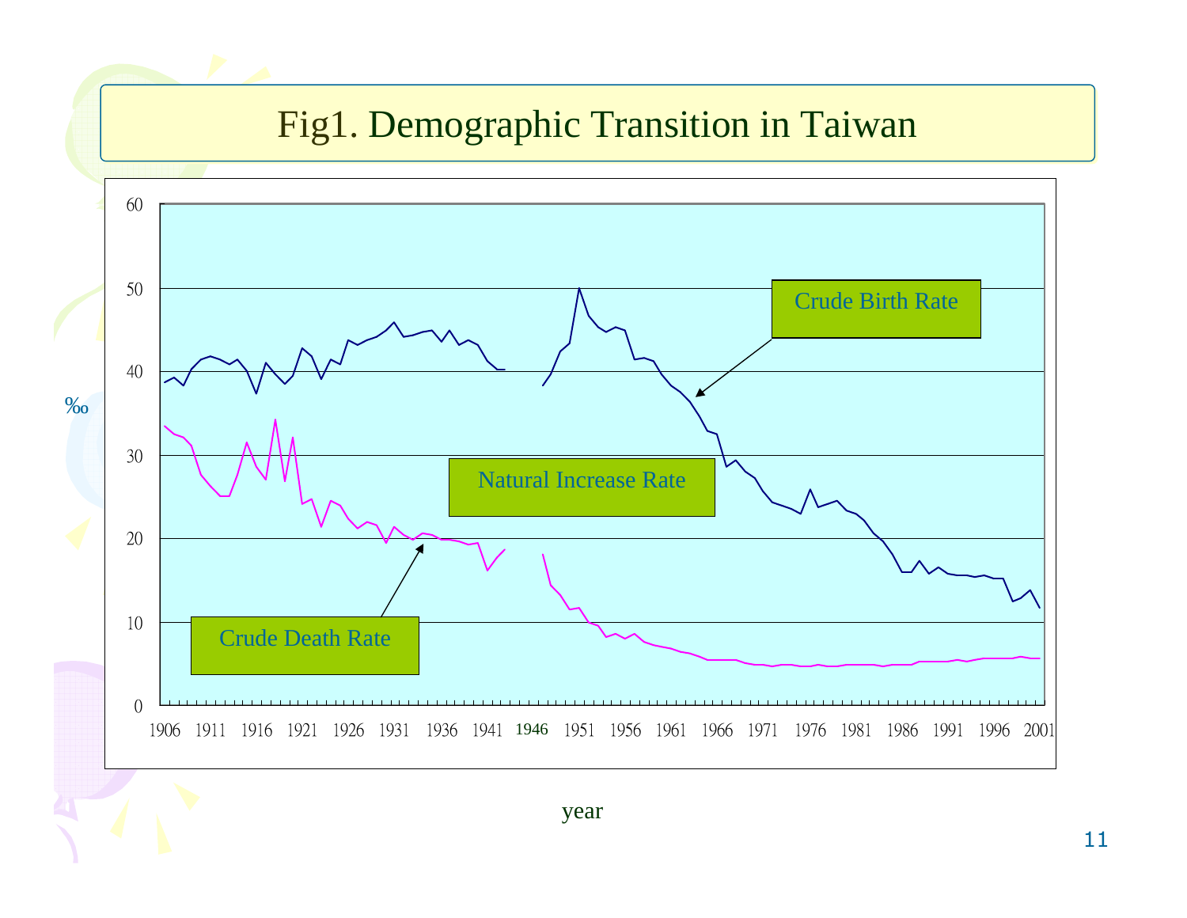# Fig1. Demographic Transition in Taiwan

‰

Crude Birth Rate

Natural Increase Rate

Crude Death Rate

60, 50, 40, 30, 20, 10, 0

1906 1911 1916 1921 1926 1931 1936 1941 1946 1951 1956 1961 1966 1971 1976 1981 1986 1991 1996 2001

year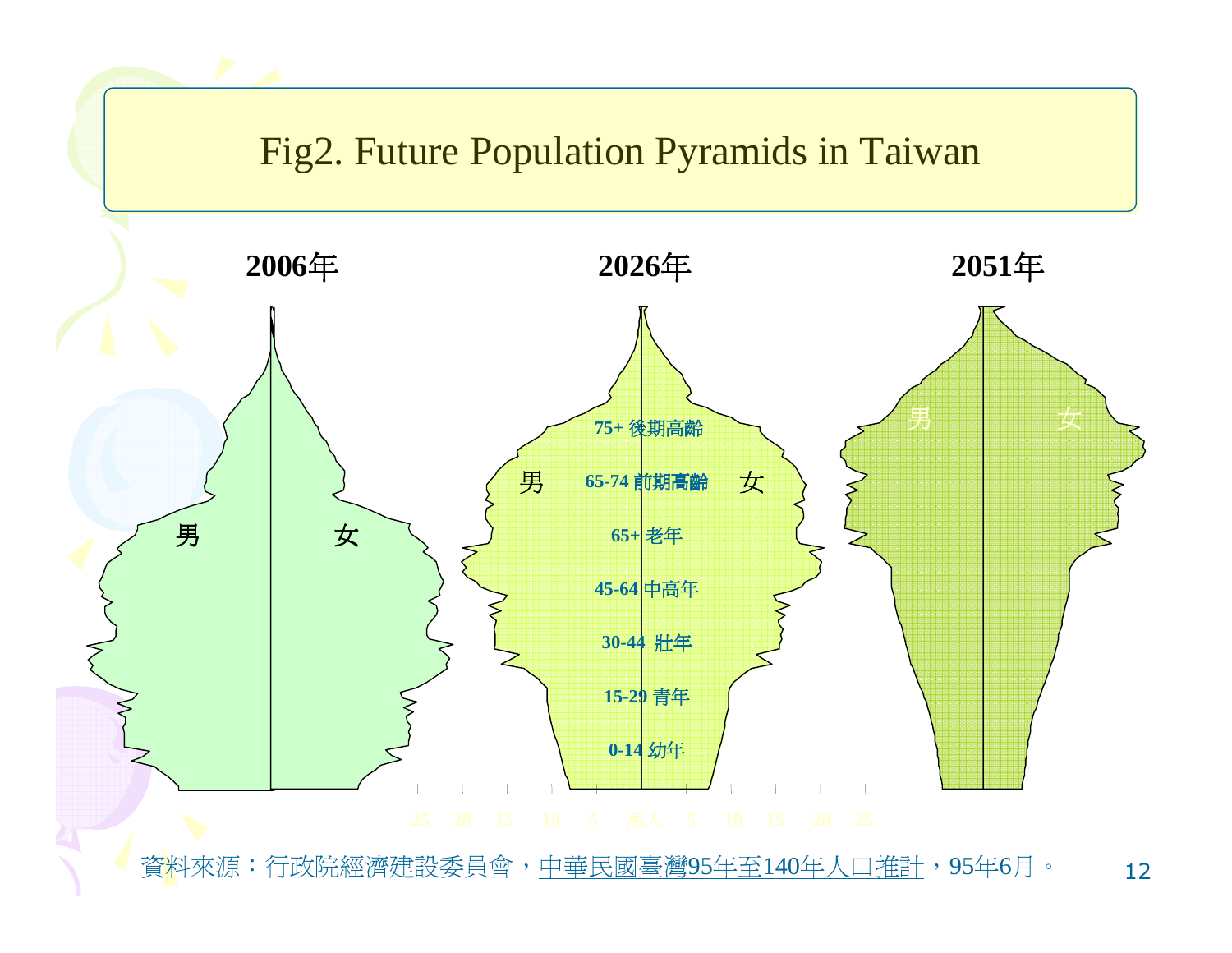# Fig2. Future Population Pyramids in Taiwan

2006年

男

女

2026年

男

女

75+ 後期高齡

65-74 前期高齡

65+ 老年

45-64 中高年

30-44 壯年

15-29 青年

0-14 幼年

25 20 15 10 5 萬人 5 10 15 20 25

2051年

男

女

資料來源：行政院經濟建設委員會，中華民國臺灣95年至140年人口推計，95年6月。